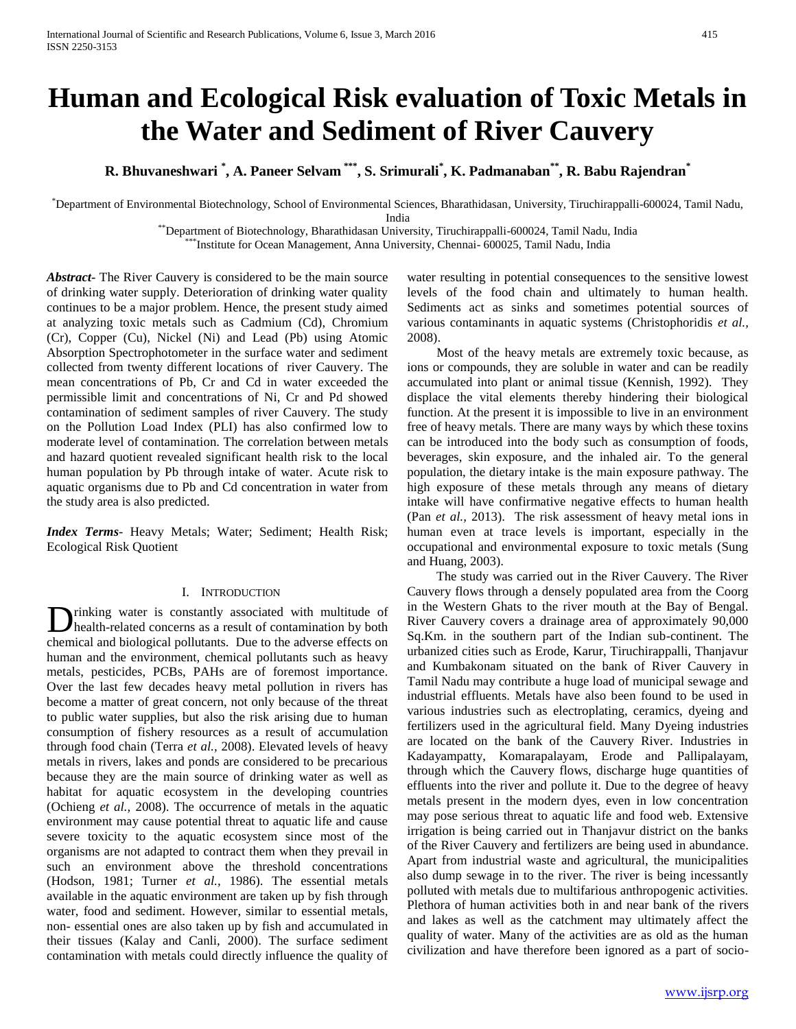# Human and Ecological Risk evaluation of Toxic Metals in the Water and Sediment of River Cauvery

**R. Bhuvaneshwari [*], A. Paneer Selvam [***], S. Srimurali[*], K. Padmanaban[**], R. Babu Rajendran[*]**

[*]Department of Environmental Biotechnology, School of Environmental Sciences, Bharathidasan, University, Tiruchirappalli-600024, Tamil Nadu, India

[**]Department of Biotechnology, Bharathidasan University, Tiruchirappalli-600024, Tamil Nadu, India

[***]Institute for Ocean Management, Anna University, Chennai- 600025, Tamil Nadu, India

***Abstract-*** The River Cauvery is considered to be the main source of drinking water supply. Deterioration of drinking water quality continues to be a major problem. Hence, the present study aimed at analyzing toxic metals such as Cadmium (Cd), Chromium (Cr), Copper (Cu), Nickel (Ni) and Lead (Pb) using Atomic Absorption Spectrophotometer in the surface water and sediment collected from twenty different locations of river Cauvery. The mean concentrations of Pb, Cr and Cd in water exceeded the permissible limit and concentrations of Ni, Cr and Pd showed contamination of sediment samples of river Cauvery. The study on the Pollution Load Index (PLI) has also confirmed low to moderate level of contamination. The correlation between metals and hazard quotient revealed significant health risk to the local human population by Pb through intake of water. Acute risk to aquatic organisms due to Pb and Cd concentration in water from the study area is also predicted.

***Index Terms*-** Heavy Metals; Water; Sediment; Health Risk; Ecological Risk Quotient

## I. Introduction

Drinking water is constantly associated with multitude of health-related concerns as a result of contamination by both chemical and biological pollutants. Due to the adverse effects on human and the environment, chemical pollutants such as heavy metals, pesticides, PCBs, PAHs are of foremost importance. Over the last few decades heavy metal pollution in rivers has become a matter of great concern, not only because of the threat to public water supplies, but also the risk arising due to human consumption of fishery resources as a result of accumulation through food chain (Terra *et al.,* 2008). Elevated levels of heavy metals in rivers, lakes and ponds are considered to be precarious because they are the main source of drinking water as well as habitat for aquatic ecosystem in the developing countries (Ochieng *et al.,* 2008). The occurrence of metals in the aquatic environment may cause potential threat to aquatic life and cause severe toxicity to the aquatic ecosystem since most of the organisms are not adapted to contract them when they prevail in such an environment above the threshold concentrations (Hodson, 1981; Turner *et al.,* 1986). The essential metals available in the aquatic environment are taken up by fish through water, food and sediment. However, similar to essential metals, non- essential ones are also taken up by fish and accumulated in their tissues (Kalay and Canli, 2000). The surface sediment contamination with metals could directly influence the quality of water resulting in potential consequences to the sensitive lowest levels of the food chain and ultimately to human health. Sediments act as sinks and sometimes potential sources of various contaminants in aquatic systems (Christophoridis *et al.,* 2008).

Most of the heavy metals are extremely toxic because, as ions or compounds, they are soluble in water and can be readily accumulated into plant or animal tissue (Kennish, 1992). They displace the vital elements thereby hindering their biological function. At the present it is impossible to live in an environment free of heavy metals. There are many ways by which these toxins can be introduced into the body such as consumption of foods, beverages, skin exposure, and the inhaled air. To the general population, the dietary intake is the main exposure pathway. The high exposure of these metals through any means of dietary intake will have confirmative negative effects to human health (Pan *et al.,* 2013). The risk assessment of heavy metal ions in human even at trace levels is important, especially in the occupational and environmental exposure to toxic metals (Sung and Huang, 2003).

The study was carried out in the River Cauvery. The River Cauvery flows through a densely populated area from the Coorg in the Western Ghats to the river mouth at the Bay of Bengal. River Cauvery covers a drainage area of approximately 90,000 Sq.Km. in the southern part of the Indian sub-continent. The urbanized cities such as Erode, Karur, Tiruchirappalli, Thanjavur and Kumbakonam situated on the bank of River Cauvery in Tamil Nadu may contribute a huge load of municipal sewage and industrial effluents. Metals have also been found to be used in various industries such as electroplating, ceramics, dyeing and fertilizers used in the agricultural field. Many Dyeing industries are located on the bank of the Cauvery River. Industries in Kadayampatty, Komarapalayam, Erode and Pallipalayam, through which the Cauvery flows, discharge huge quantities of effluents into the river and pollute it. Due to the degree of heavy metals present in the modern dyes, even in low concentration may pose serious threat to aquatic life and food web. Extensive irrigation is being carried out in Thanjavur district on the banks of the River Cauvery and fertilizers are being used in abundance. Apart from industrial waste and agricultural, the municipalities also dump sewage in to the river. The river is being incessantly polluted with metals due to multifarious anthropogenic activities. Plethora of human activities both in and near bank of the rivers and lakes as well as the catchment may ultimately affect the quality of water. Many of the activities are as old as the human civilization and have therefore been ignored as a part of socio-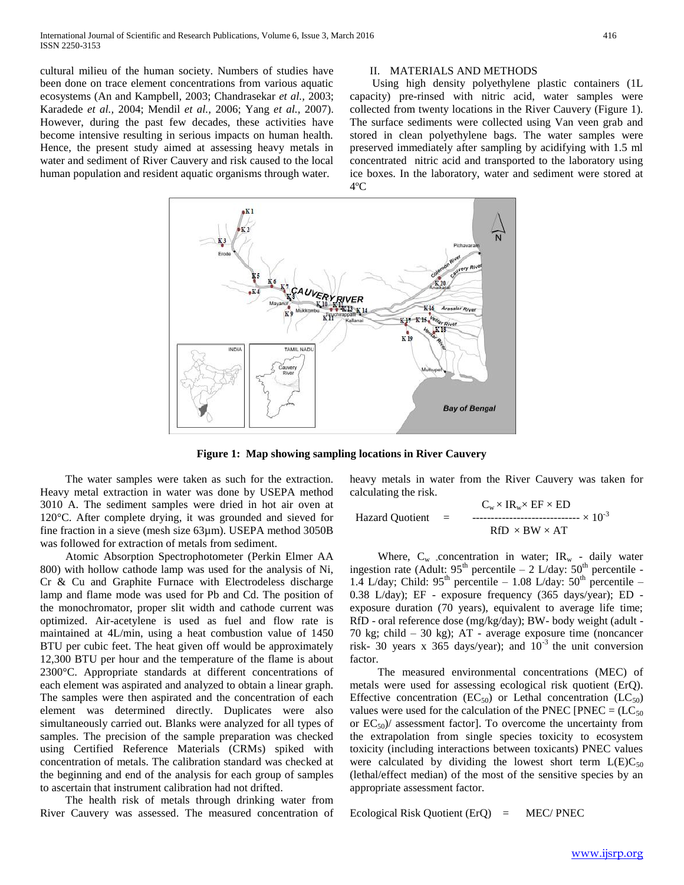cultural milieu of the human society. Numbers of studies have been done on trace element concentrations from various aquatic ecosystems (An and Kampbell, 2003; Chandrasekar *et al.,* 2003; Karadede *et al.,* 2004; Mendil *et al.,* 2006; Yang *et al.,* 2007). However, during the past few decades, these activities have become intensive resulting in serious impacts on human health. Hence, the present study aimed at assessing heavy metals in water and sediment of River Cauvery and risk caused to the local human population and resident aquatic organisms through water.

## II. MATERIALS AND METHODS

Using high density polyethylene plastic containers (1L capacity) pre-rinsed with nitric acid, water samples were collected from twenty locations in the River Cauvery (Figure 1). The surface sediments were collected using Van veen grab and stored in clean polyethylene bags. The water samples were preserved immediately after sampling by acidifying with 1.5 ml concentrated nitric acid and transported to the laboratory using ice boxes. In the laboratory, water and sediment were stored at 4ºC

**Figure 1: Map showing sampling locations in River Cauvery**

The water samples were taken as such for the extraction. Heavy metal extraction in water was done by USEPA method 3010 A. The sediment samples were dried in hot air oven at 120°C. After complete drying, it was grounded and sieved for fine fraction in a sieve (mesh size 63µm). USEPA method 3050B was followed for extraction of metals from sediment.

Atomic Absorption Spectrophotometer (Perkin Elmer AA 800) with hollow cathode lamp was used for the analysis of Ni, Cr & Cu and Graphite Furnace with Electrodeless discharge lamp and flame mode was used for Pb and Cd. The position of the monochromator, proper slit width and cathode current was optimized. Air-acetylene is used as fuel and flow rate is maintained at 4L/min, using a heat combustion value of 1450 BTU per cubic feet. The heat given off would be approximately 12,300 BTU per hour and the temperature of the flame is about 2300°C. Appropriate standards at different concentrations of each element was aspirated and analyzed to obtain a linear graph. The samples were then aspirated and the concentration of each element was determined directly. Duplicates were also simultaneously carried out. Blanks were analyzed for all types of samples. The precision of the sample preparation was checked using Certified Reference Materials (CRMs) spiked with concentration of metals. The calibration standard was checked at the beginning and end of the analysis for each group of samples to ascertain that instrument calibration had not drifted.

The health risk of metals through drinking water from River Cauvery was assessed. The measured concentration of heavy metals in water from the River Cauvery was taken for calculating the risk.

$$\text{Hazard Quotient} = \frac{C_w \times IR_w \times EF \times ED}{RfD \times BW \times AT} \times 10^{-3}$$

Where, $C_w$ - concentration in water; $IR_w$ - daily water ingestion rate (Adult: $95^{th}$ percentile – 2 L/day: $50^{th}$ percentile - 1.4 L/day; Child: $95^{th}$ percentile – 1.08 L/day: $50^{th}$ percentile – 0.38 L/day); EF - exposure frequency (365 days/year); ED - exposure duration (70 years), equivalent to average life time; RfD - oral reference dose (mg/kg/day); BW- body weight (adult - 70 kg; child – 30 kg); AT - average exposure time (noncancer risk- 30 years x 365 days/year); and $10^{-3}$ the unit conversion factor.

The measured environmental concentrations (MEC) of metals were used for assessing ecological risk quotient (ErQ). Effective concentration ($EC_{50}$) or Lethal concentration ($LC_{50}$) values were used for the calculation of the PNEC [PNEC = ($LC_{50}$ or $EC_{50}$)/ assessment factor]. To overcome the uncertainty from the extrapolation from single species toxicity to ecosystem toxicity (including interactions between toxicants) PNEC values were calculated by dividing the lowest short term $L(E)C_{50}$ (lethal/effect median) of the most of the sensitive species by an appropriate assessment factor.

$$\text{Ecological Risk Quotient (ErQ)} = \text{MEC/ PNEC}$$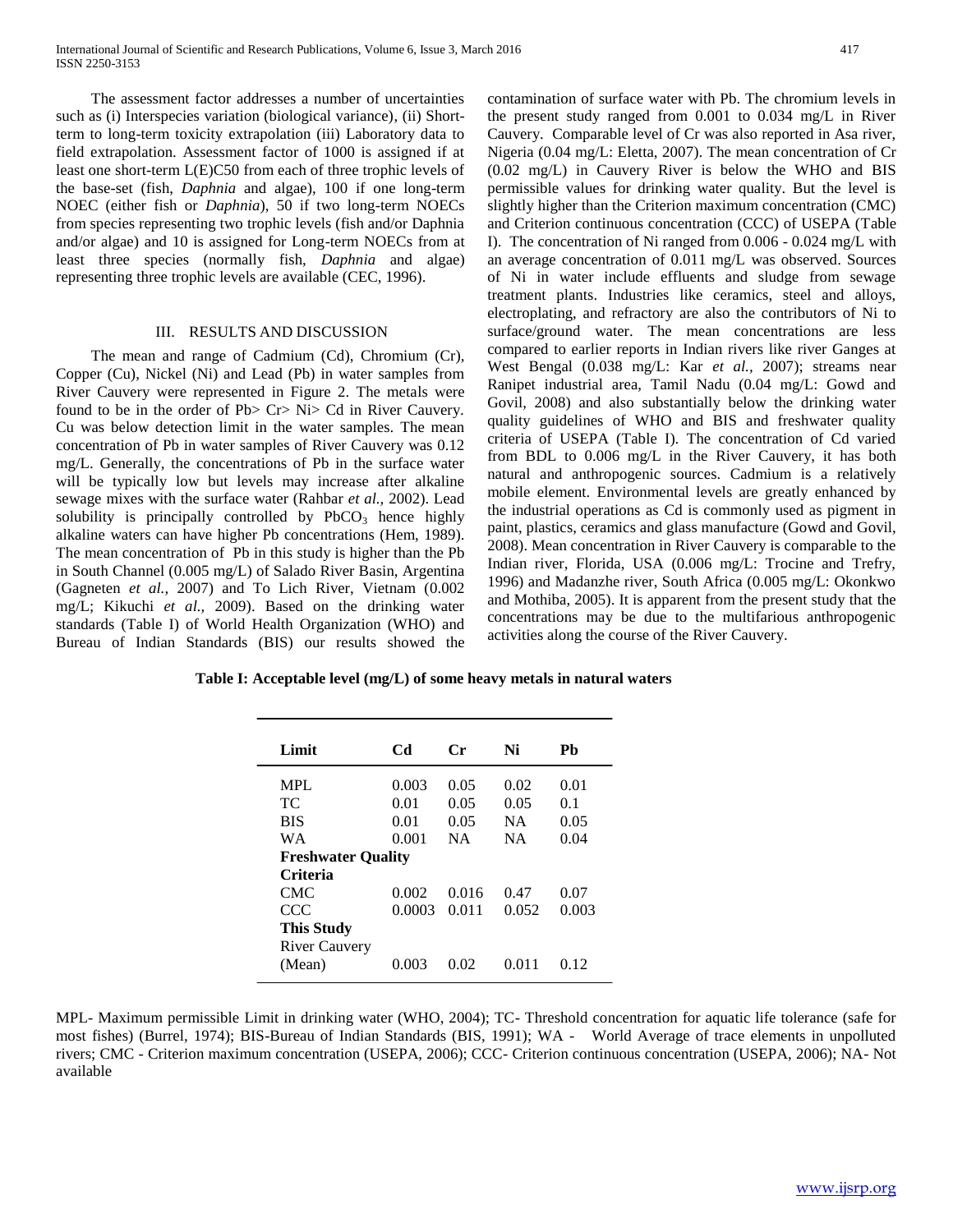The assessment factor addresses a number of uncertainties such as (i) Interspecies variation (biological variance), (ii) Short-term to long-term toxicity extrapolation (iii) Laboratory data to field extrapolation. Assessment factor of 1000 is assigned if at least one short-term L(E)C50 from each of three trophic levels of the base-set (fish, *Daphnia* and algae), 100 if one long-term NOEC (either fish or *Daphnia*), 50 if two long-term NOECs from species representing two trophic levels (fish and/or Daphnia and/or algae) and 10 is assigned for Long-term NOECs from at least three species (normally fish, *Daphnia* and algae) representing three trophic levels are available (CEC, 1996).

## III. RESULTS AND DISCUSSION

The mean and range of Cadmium (Cd), Chromium (Cr), Copper (Cu), Nickel (Ni) and Lead (Pb) in water samples from River Cauvery were represented in Figure 2. The metals were found to be in the order of Pb> Cr> Ni> Cd in River Cauvery. Cu was below detection limit in the water samples. The mean concentration of Pb in water samples of River Cauvery was 0.12 mg/L. Generally, the concentrations of Pb in the surface water will be typically low but levels may increase after alkaline sewage mixes with the surface water (Rahbar *et al.,* 2002). Lead solubility is principally controlled by $PbCO_3$ hence highly alkaline waters can have higher Pb concentrations (Hem, 1989). The mean concentration of Pb in this study is higher than the Pb in South Channel (0.005 mg/L) of Salado River Basin, Argentina (Gagneten *et al.,* 2007) and To Lich River, Vietnam (0.002 mg/L; Kikuchi *et al.,* 2009). Based on the drinking water standards (Table I) of World Health Organization (WHO) and Bureau of Indian Standards (BIS) our results showed the contamination of surface water with Pb. The chromium levels in the present study ranged from 0.001 to 0.034 mg/L in River Cauvery. Comparable level of Cr was also reported in Asa river, Nigeria (0.04 mg/L: Eletta, 2007). The mean concentration of Cr (0.02 mg/L) in Cauvery River is below the WHO and BIS permissible values for drinking water quality. But the level is slightly higher than the Criterion maximum concentration (CMC) and Criterion continuous concentration (CCC) of USEPA (Table I). The concentration of Ni ranged from 0.006 - 0.024 mg/L with an average concentration of 0.011 mg/L was observed. Sources of Ni in water include effluents and sludge from sewage treatment plants. Industries like ceramics, steel and alloys, electroplating, and refractory are also the contributors of Ni to surface/ground water. The mean concentrations are less compared to earlier reports in Indian rivers like river Ganges at West Bengal (0.038 mg/L: Kar *et al.,* 2007); streams near Ranipet industrial area, Tamil Nadu (0.04 mg/L: Gowd and Govil, 2008) and also substantially below the drinking water quality guidelines of WHO and BIS and freshwater quality criteria of USEPA (Table I). The concentration of Cd varied from BDL to 0.006 mg/L in the River Cauvery, it has both natural and anthropogenic sources. Cadmium is a relatively mobile element. Environmental levels are greatly enhanced by the industrial operations as Cd is commonly used as pigment in paint, plastics, ceramics and glass manufacture (Gowd and Govil, 2008). Mean concentration in River Cauvery is comparable to the Indian river, Florida, USA (0.006 mg/L: Trocine and Trefry, 1996) and Madanzhe river, South Africa (0.005 mg/L: Okonkwo and Mothiba, 2005). It is apparent from the present study that the concentrations may be due to the multifarious anthropogenic activities along the course of the River Cauvery.

**Table I: Acceptable level (mg/L) of some heavy metals in natural waters**

| Limit | Cd | Cr | Ni | Pb |
|---|---|---|---|---|
| MPL | 0.003 | 0.05 | 0.02 | 0.01 |
| TC | 0.01 | 0.05 | 0.05 | 0.1 |
| BIS | 0.01 | 0.05 | NA | 0.05 |
| WA | 0.001 | NA | NA | 0.04 |
| **Freshwater Quality Criteria** | | | | |
| CMC | 0.002 | 0.016 | 0.47 | 0.07 |
| CCC | 0.0003 | 0.011 | 0.052 | 0.003 |
| **This Study** | | | | |
| River Cauvery (Mean) | 0.003 | 0.02 | 0.011 | 0.12 |

MPL- Maximum permissible Limit in drinking water (WHO, 2004); TC- Threshold concentration for aquatic life tolerance (safe for most fishes) (Burrel, 1974); BIS-Bureau of Indian Standards (BIS, 1991); WA - World Average of trace elements in unpolluted rivers; CMC - Criterion maximum concentration (USEPA, 2006); CCC- Criterion continuous concentration (USEPA, 2006); NA- Not available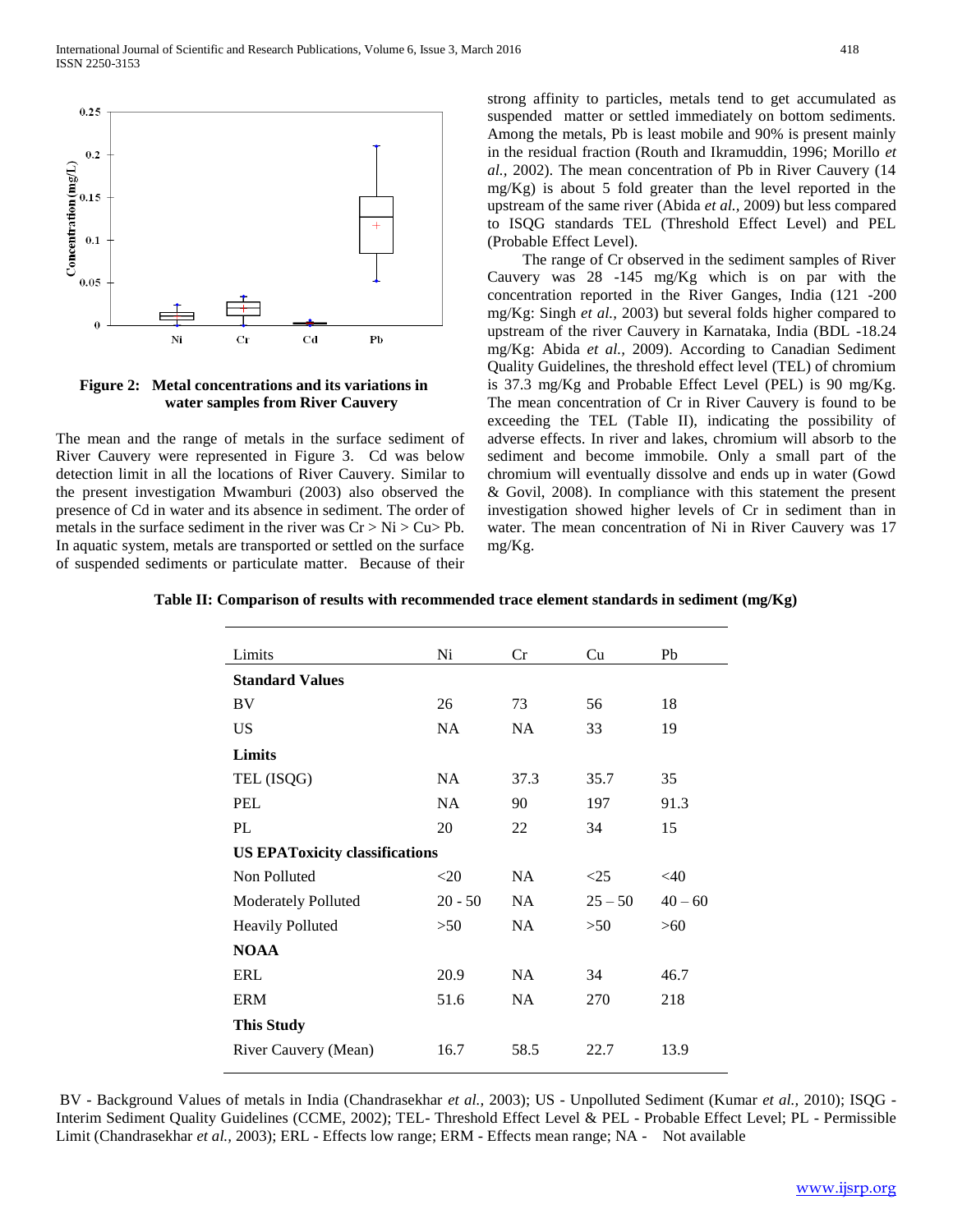**Figure 2: Metal concentrations and its variations in water samples from River Cauvery**

The mean and the range of metals in the surface sediment of River Cauvery were represented in Figure 3. Cd was below detection limit in all the locations of River Cauvery. Similar to the present investigation Mwamburi (2003) also observed the presence of Cd in water and its absence in sediment. The order of metals in the surface sediment in the river was Cr > Ni > Cu> Pb. In aquatic system, metals are transported or settled on the surface of suspended sediments or particulate matter. Because of their strong affinity to particles, metals tend to get accumulated as suspended matter or settled immediately on bottom sediments. Among the metals, Pb is least mobile and 90% is present mainly in the residual fraction (Routh and Ikramuddin, 1996; Morillo *et al.,* 2002). The mean concentration of Pb in River Cauvery (14 mg/Kg) is about 5 fold greater than the level reported in the upstream of the same river (Abida *et al.,* 2009) but less compared to ISQG standards TEL (Threshold Effect Level) and PEL (Probable Effect Level).

The range of Cr observed in the sediment samples of River Cauvery was 28 -145 mg/Kg which is on par with the concentration reported in the River Ganges, India (121 -200 mg/Kg: Singh *et al.,* 2003) but several folds higher compared to upstream of the river Cauvery in Karnataka, India (BDL -18.24 mg/Kg: Abida *et al.,* 2009). According to Canadian Sediment Quality Guidelines, the threshold effect level (TEL) of chromium is 37.3 mg/Kg and Probable Effect Level (PEL) is 90 mg/Kg. The mean concentration of Cr in River Cauvery is found to be exceeding the TEL (Table II), indicating the possibility of adverse effects. In river and lakes, chromium will absorb to the sediment and become immobile. Only a small part of the chromium will eventually dissolve and ends up in water (Gowd & Govil, 2008). In compliance with this statement the present investigation showed higher levels of Cr in sediment than in water. The mean concentration of Ni in River Cauvery was 17 mg/Kg.

**Table II: Comparison of results with recommended trace element standards in sediment (mg/Kg)**

| Limits | Ni | Cr | Cu | Pb |
|---|---|---|---|---|
| **Standard Values** | | | | |
| BV | 26 | 73 | 56 | 18 |
| US | NA | NA | 33 | 19 |
| **Limits** | | | | |
| TEL (ISQG) | NA | 37.3 | 35.7 | 35 |
| PEL | NA | 90 | 197 | 91.3 |
| PL | 20 | 22 | 34 | 15 |
| **US EPAToxicity classifications** | | | | |
| Non Polluted | <20 | NA | <25 | <40 |
| Moderately Polluted | 20 - 50 | NA | 25 – 50 | 40 – 60 |
| Heavily Polluted | >50 | NA | >50 | >60 |
| **NOAA** | | | | |
| ERL | 20.9 | NA | 34 | 46.7 |
| ERM | 51.6 | NA | 270 | 218 |
| **This Study** | | | | |
| River Cauvery (Mean) | 16.7 | 58.5 | 22.7 | 13.9 |

BV - Background Values of metals in India (Chandrasekhar *et al.,* 2003); US - Unpolluted Sediment (Kumar *et al.,* 2010); ISQG - Interim Sediment Quality Guidelines (CCME, 2002); TEL- Threshold Effect Level & PEL - Probable Effect Level; PL - Permissible Limit (Chandrasekhar *et al.,* 2003); ERL - Effects low range; ERM - Effects mean range; NA - Not available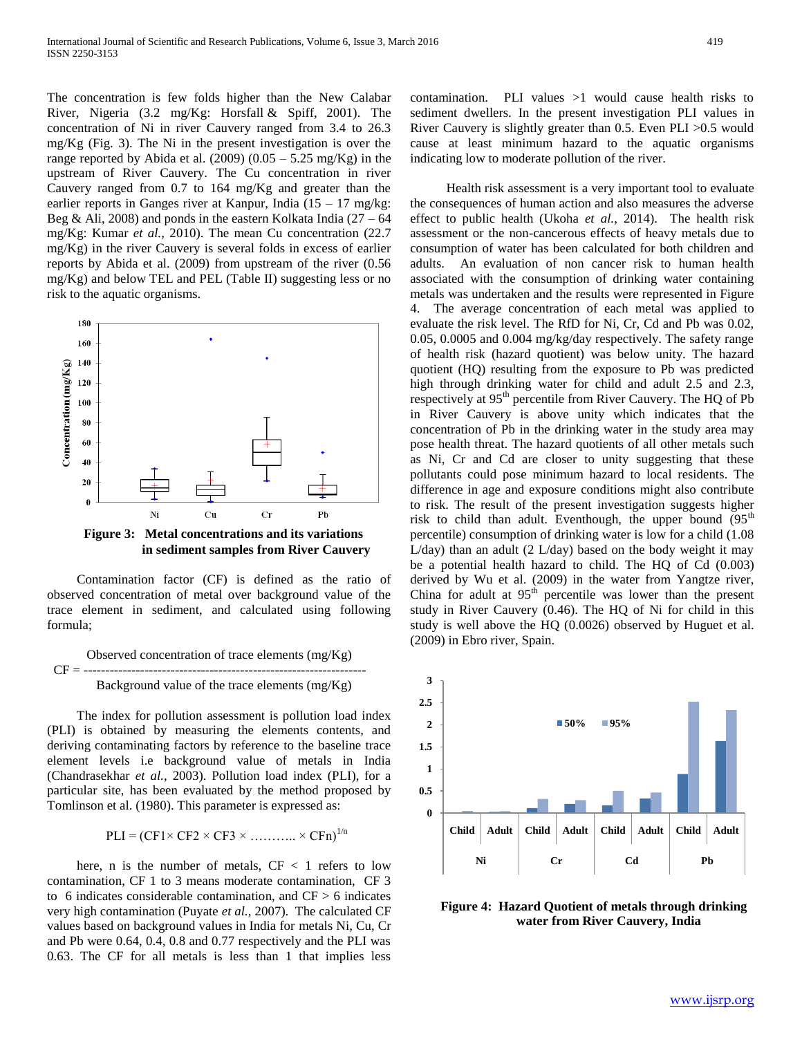The concentration is few folds higher than the New Calabar River, Nigeria (3.2 mg/Kg: Horsfall & Spiff, 2001). The concentration of Ni in river Cauvery ranged from 3.4 to 26.3 mg/Kg (Fig. 3). The Ni in the present investigation is over the range reported by Abida et al. (2009) (0.05 – 5.25 mg/Kg) in the upstream of River Cauvery. The Cu concentration in river Cauvery ranged from 0.7 to 164 mg/Kg and greater than the earlier reports in Ganges river at Kanpur, India (15 – 17 mg/kg: Beg & Ali, 2008) and ponds in the eastern Kolkata India (27 – 64 mg/Kg: Kumar *et al.,* 2010). The mean Cu concentration (22.7 mg/Kg) in the river Cauvery is several folds in excess of earlier reports by Abida et al. (2009) from upstream of the river (0.56 mg/Kg) and below TEL and PEL (Table II) suggesting less or no risk to the aquatic organisms.

**Figure 3: Metal concentrations and its variations in sediment samples from River Cauvery**

Contamination factor (CF) is defined as the ratio of observed concentration of metal over background value of the trace element in sediment, and calculated using following formula;

$$CF = \frac{\text{Observed concentration of trace elements (mg/Kg)}}{\text{Background value of the trace elements (mg/Kg)}}$$

The index for pollution assessment is pollution load index (PLI) is obtained by measuring the elements contents, and deriving contaminating factors by reference to the baseline trace element levels i.e background value of metals in India (Chandrasekhar *et al.,* 2003). Pollution load index (PLI), for a particular site, has been evaluated by the method proposed by Tomlinson et al. (1980). This parameter is expressed as:

$$PLI = (CF1 \times CF2 \times CF3 \times \ldots\ldots\ldots \times CFn)^{1/n}$$

here, n is the number of metals, CF < 1 refers to low contamination, CF 1 to 3 means moderate contamination, CF 3 to 6 indicates considerable contamination, and CF > 6 indicates very high contamination (Puyate *et al.,* 2007). The calculated CF values based on background values in India for metals Ni, Cu, Cr and Pb were 0.64, 0.4, 0.8 and 0.77 respectively and the PLI was 0.63. The CF for all metals is less than 1 that implies less contamination. PLI values >1 would cause health risks to sediment dwellers. In the present investigation PLI values in River Cauvery is slightly greater than 0.5. Even PLI >0.5 would cause at least minimum hazard to the aquatic organisms indicating low to moderate pollution of the river.

Health risk assessment is a very important tool to evaluate the consequences of human action and also measures the adverse effect to public health (Ukoha *et al.,* 2014). The health risk assessment or the non-cancerous effects of heavy metals due to consumption of water has been calculated for both children and adults. An evaluation of non cancer risk to human health associated with the consumption of drinking water containing metals was undertaken and the results were represented in Figure 4. The average concentration of each metal was applied to evaluate the risk level. The RfD for Ni, Cr, Cd and Pb was 0.02, 0.05, 0.0005 and 0.004 mg/kg/day respectively. The safety range of health risk (hazard quotient) was below unity. The hazard quotient (HQ) resulting from the exposure to Pb was predicted high through drinking water for child and adult 2.5 and 2.3, respectively at 95th percentile from River Cauvery. The HQ of Pb in River Cauvery is above unity which indicates that the concentration of Pb in the drinking water in the study area may pose health threat. The hazard quotients of all other metals such as Ni, Cr and Cd are closer to unity suggesting that these pollutants could pose minimum hazard to local residents. The difference in age and exposure conditions might also contribute to risk. The result of the present investigation suggests higher risk to child than adult. Eventhough, the upper bound (95th percentile) consumption of drinking water is low for a child (1.08 L/day) than an adult (2 L/day) based on the body weight it may be a potential health hazard to child. The HQ of Cd (0.003) derived by Wu et al. (2009) in the water from Yangtze river, China for adult at 95th percentile was lower than the present study in River Cauvery (0.46). The HQ of Ni for child in this study is well above the HQ (0.0026) observed by Huguet et al. (2009) in Ebro river, Spain.

**Figure 4: Hazard Quotient of metals through drinking water from River Cauvery, India**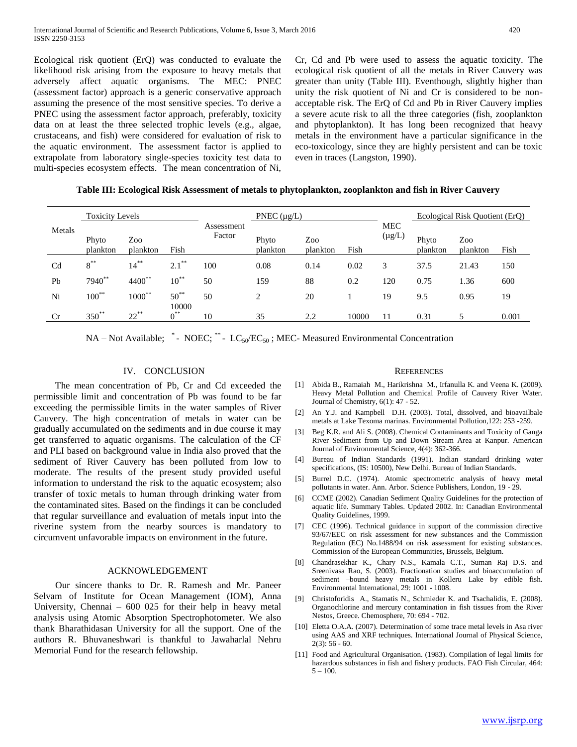Ecological risk quotient (ErQ) was conducted to evaluate the likelihood risk arising from the exposure to heavy metals that adversely affect aquatic organisms. The MEC: PNEC (assessment factor) approach is a generic conservative approach assuming the presence of the most sensitive species. To derive a PNEC using the assessment factor approach, preferably, toxicity data on at least the three selected trophic levels (e.g., algae, crustaceans, and fish) were considered for evaluation of risk to the aquatic environment. The assessment factor is applied to extrapolate from laboratory single-species toxicity test data to multi-species ecosystem effects. The mean concentration of Ni, Cr, Cd and Pb were used to assess the aquatic toxicity. The ecological risk quotient of all the metals in River Cauvery was greater than unity (Table III). Eventhough, slightly higher than unity the risk quotient of Ni and Cr is considered to be non-acceptable risk. The ErQ of Cd and Pb in River Cauvery implies a severe acute risk to all the three categories (fish, zooplankton and phytoplankton). It has long been recognized that heavy metals in the environment have a particular significance in the eco-toxicology, since they are highly persistent and can be toxic even in traces (Langston, 1990).

**Table III: Ecological Risk Assessment of metals to phytoplankton, zooplankton and fish in River Cauvery**

| Metals | Toxicity Levels | | | Assessment Factor | PNEC (µg/L) | | | MEC (µg/L) | Ecological Risk Quotient (ErQ) | | |
|---|---|---|---|---|---|---|---|---|---|---|---|
| | Phyto plankton | Zoo plankton | Fish | | Phyto plankton | Zoo plankton | Fish | | Phyto plankton | Zoo plankton | Fish |
| Cd | 8** | 14** | 2.1** | 100 | 0.08 | 0.14 | 0.02 | 3 | 37.5 | 21.43 | 150 |
| Pb | 7940** | 4400** | 10** | 50 | 159 | 88 | 0.2 | 120 | 0.75 | 1.36 | 600 |
| Ni | 100** | 1000** | 50** | 50 | 2 | 20 | 1 | 19 | 9.5 | 0.95 | 19 |
| Cr | 350** | 22** | 100000** | 10 | 35 | 2.2 | 10000 | 11 | 0.31 | 5 | 0.001 |

NA – Not Available; * - NOEC; ** - $LC_{50}/EC_{50}$ ; MEC- Measured Environmental Concentration

## IV. CONCLUSION

The mean concentration of Pb, Cr and Cd exceeded the permissible limit and concentration of Pb was found to be far exceeding the permissible limits in the water samples of River Cauvery. The high concentration of metals in water can be gradually accumulated on the sediments and in due course it may get transferred to aquatic organisms. The calculation of the CF and PLI based on background value in India also proved that the sediment of River Cauvery has been polluted from low to moderate. The results of the present study provided useful information to understand the risk to the aquatic ecosystem; also transfer of toxic metals to human through drinking water from the contaminated sites. Based on the findings it can be concluded that regular surveillance and evaluation of metals input into the riverine system from the nearby sources is mandatory to circumvent unfavorable impacts on environment in the future.

## ACKNOWLEDGEMENT

Our sincere thanks to Dr. R. Ramesh and Mr. Paneer Selvam of Institute for Ocean Management (IOM), Anna University, Chennai – 600 025 for their help in heavy metal analysis using Atomic Absorption Spectrophotometer. We also thank Bharathidasan University for all the support. One of the authors R. Bhuvaneshwari is thankful to Jawaharlal Nehru Memorial Fund for the research fellowship.

## REFERENCES

[1] Abida B., Ramaiah M., Harikrishna M., Irfanulla K. and Veena K. (2009). Heavy Metal Pollution and Chemical Profile of Cauvery River Water. Journal of Chemistry, 6(1): 47 - 52.

[2] An Y.J. and Kampbell D.H. (2003). Total, dissolved, and bioavailbale metals at Lake Texoma marinas. Environmental Pollution,122: 253 -259.

[3] Beg K.R. and Ali S. (2008). Chemical Contaminants and Toxicity of Ganga River Sediment from Up and Down Stream Area at Kanpur. American Journal of Environmental Science, 4(4): 362-366.

[4] Bureau of Indian Standards (1991). Indian standard drinking water specifications, (IS: 10500), New Delhi. Bureau of Indian Standards.

[5] Burrel D.C. (1974). Atomic spectrometric analysis of heavy metal pollutants in water. Ann. Arbor. Science Publishers, London, 19 - 29.

[6] CCME (2002). Canadian Sediment Quality Guidelines for the protection of aquatic life. Summary Tables. Updated 2002. In: Canadian Environmental Quality Guidelines, 1999.

[7] CEC (1996). Technical guidance in support of the commission directive 93/67/EEC on risk assessment for new substances and the Commission Regulation (EC) No.1488/94 on risk assessment for existing substances. Commission of the European Communities, Brussels, Belgium.

[8] Chandrasekhar K., Chary N.S., Kamala C.T., Suman Raj D.S. and Sreenivasa Rao, S. (2003). Fractionation studies and bioaccumulation of sediment –bound heavy metals in Kolleru Lake by edible fish. Environmental International, 29: 1001 - 1008.

[9] Christoforidis A., Stamatis N., Schmieder K. and Tsachalidis, E. (2008). Organochlorine and mercury contamination in fish tissues from the River Nestos, Greece. Chemosphere, 70: 694 - 702.

[10] Eletta O.A.A. (2007). Determination of some trace metal levels in Asa river using AAS and XRF techniques. International Journal of Physical Science, 2(3): 56 - 60.

[11] Food and Agricultural Organisation. (1983). Compilation of legal limits for hazardous substances in fish and fishery products. FAO Fish Circular, 464: 5 – 100.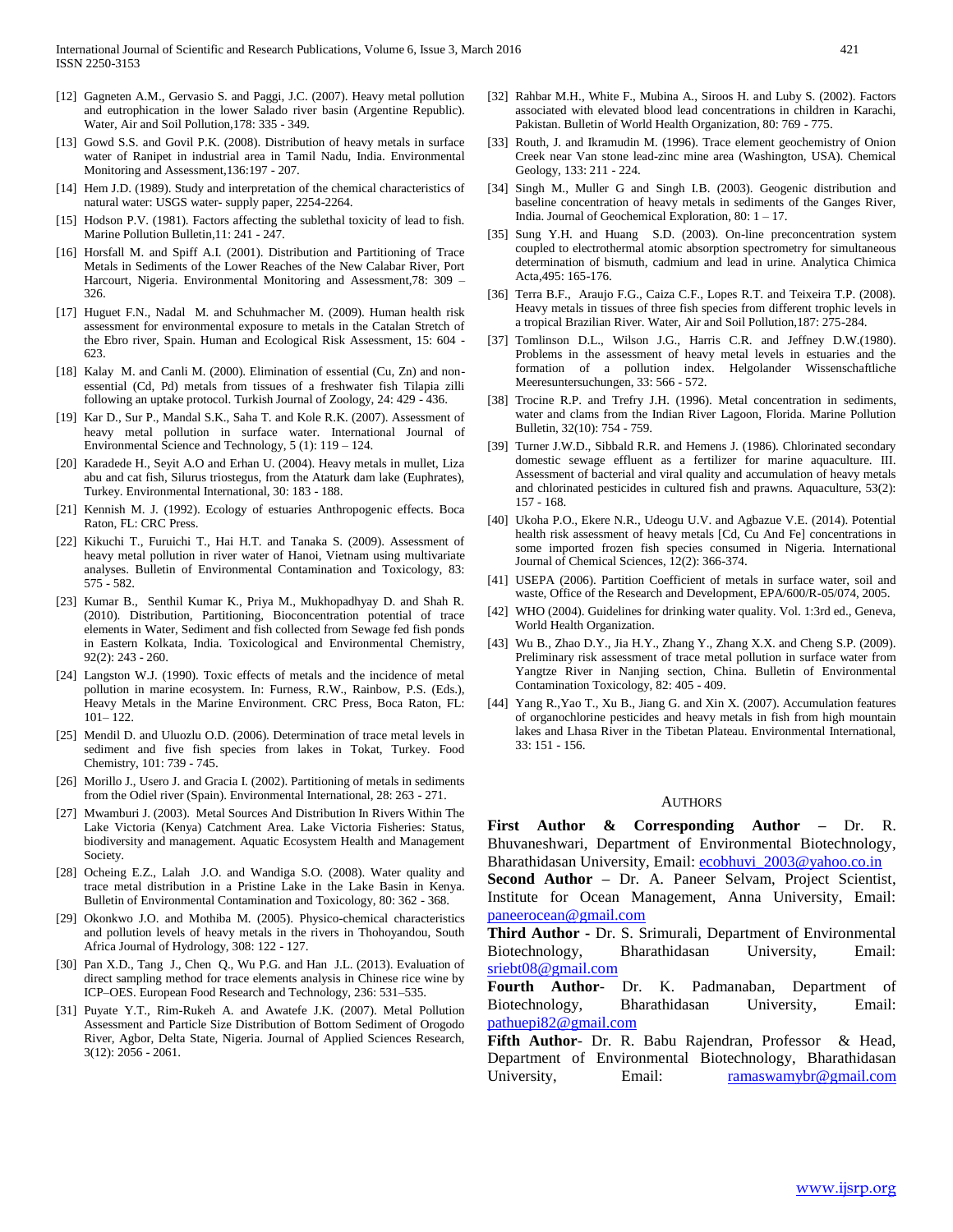[12] Gagneten A.M., Gervasio S. and Paggi, J.C. (2007). Heavy metal pollution and eutrophication in the lower Salado river basin (Argentine Republic). Water, Air and Soil Pollution,178: 335 - 349.

[13] Gowd S.S. and Govil P.K. (2008). Distribution of heavy metals in surface water of Ranipet in industrial area in Tamil Nadu, India. Environmental Monitoring and Assessment,136:197 - 207.

[14] Hem J.D. (1989). Study and interpretation of the chemical characteristics of natural water: USGS water- supply paper, 2254-2264.

[15] Hodson P.V. (1981). Factors affecting the sublethal toxicity of lead to fish. Marine Pollution Bulletin,11: 241 - 247.

[16] Horsfall M. and Spiff A.I. (2001). Distribution and Partitioning of Trace Metals in Sediments of the Lower Reaches of the New Calabar River, Port Harcourt, Nigeria. Environmental Monitoring and Assessment,78: 309 – 326.

[17] Huguet F.N., Nadal M. and Schuhmacher M. (2009). Human health risk assessment for environmental exposure to metals in the Catalan Stretch of the Ebro river, Spain. Human and Ecological Risk Assessment, 15: 604 - 623.

[18] Kalay M. and Canli M. (2000). Elimination of essential (Cu, Zn) and non-essential (Cd, Pd) metals from tissues of a freshwater fish Tilapia zilli following an uptake protocol. Turkish Journal of Zoology, 24: 429 - 436.

[19] Kar D., Sur P., Mandal S.K., Saha T. and Kole R.K. (2007). Assessment of heavy metal pollution in surface water. International Journal of Environmental Science and Technology, 5 (1): 119 – 124.

[20] Karadede H., Seyit A.O and Erhan U. (2004). Heavy metals in mullet, Liza abu and cat fish, Silurus triostegus, from the Ataturk dam lake (Euphrates), Turkey. Environmental International, 30: 183 - 188.

[21] Kennish M. J. (1992). Ecology of estuaries Anthropogenic effects. Boca Raton, FL: CRC Press.

[22] Kikuchi T., Furuichi T., Hai H.T. and Tanaka S. (2009). Assessment of heavy metal pollution in river water of Hanoi, Vietnam using multivariate analyses. Bulletin of Environmental Contamination and Toxicology, 83: 575 - 582.

[23] Kumar B., Senthil Kumar K., Priya M., Mukhopadhyay D. and Shah R. (2010). Distribution, Partitioning, Bioconcentration potential of trace elements in Water, Sediment and fish collected from Sewage fed fish ponds in Eastern Kolkata, India. Toxicological and Environmental Chemistry, 92(2): 243 - 260.

[24] Langston W.J. (1990). Toxic effects of metals and the incidence of metal pollution in marine ecosystem. In: Furness, R.W., Rainbow, P.S. (Eds.), Heavy Metals in the Marine Environment. CRC Press, Boca Raton, FL: 101– 122.

[25] Mendil D. and Uluozlu O.D. (2006). Determination of trace metal levels in sediment and five fish species from lakes in Tokat, Turkey. Food Chemistry, 101: 739 - 745.

[26] Morillo J., Usero J. and Gracia I. (2002). Partitioning of metals in sediments from the Odiel river (Spain). Environmental International, 28: 263 - 271.

[27] Mwamburi J. (2003). Metal Sources And Distribution In Rivers Within The Lake Victoria (Kenya) Catchment Area. Lake Victoria Fisheries: Status, biodiversity and management. Aquatic Ecosystem Health and Management Society.

[28] Ocheing E.Z., Lalah J.O. and Wandiga S.O. (2008). Water quality and trace metal distribution in a Pristine Lake in the Lake Basin in Kenya. Bulletin of Environmental Contamination and Toxicology, 80: 362 - 368.

[29] Okonkwo J.O. and Mothiba M. (2005). Physico-chemical characteristics and pollution levels of heavy metals in the rivers in Thohoyandou, South Africa Journal of Hydrology, 308: 122 - 127.

[30] Pan X.D., Tang J., Chen Q., Wu P.G. and Han J.L. (2013). Evaluation of direct sampling method for trace elements analysis in Chinese rice wine by ICP–OES. European Food Research and Technology, 236: 531–535.

[31] Puyate Y.T., Rim-Rukeh A. and Awatefe J.K. (2007). Metal Pollution Assessment and Particle Size Distribution of Bottom Sediment of Orogodo River, Agbor, Delta State, Nigeria. Journal of Applied Sciences Research, 3(12): 2056 - 2061.

[32] Rahbar M.H., White F., Mubina A., Siroos H. and Luby S. (2002). Factors associated with elevated blood lead concentrations in children in Karachi, Pakistan. Bulletin of World Health Organization, 80: 769 - 775.

[33] Routh, J. and Ikramudin M. (1996). Trace element geochemistry of Onion Creek near Van stone lead-zinc mine area (Washington, USA). Chemical Geology, 133: 211 - 224.

[34] Singh M., Muller G and Singh I.B. (2003). Geogenic distribution and baseline concentration of heavy metals in sediments of the Ganges River, India. Journal of Geochemical Exploration, 80: 1 – 17.

[35] Sung Y.H. and Huang S.D. (2003). On-line preconcentration system coupled to electrothermal atomic absorption spectrometry for simultaneous determination of bismuth, cadmium and lead in urine. Analytica Chimica Acta,495: 165-176.

[36] Terra B.F., Araujo F.G., Caiza C.F., Lopes R.T. and Teixeira T.P. (2008). Heavy metals in tissues of three fish species from different trophic levels in a tropical Brazilian River. Water, Air and Soil Pollution,187: 275-284.

[37] Tomlinson D.L., Wilson J.G., Harris C.R. and Jeffney D.W.(1980). Problems in the assessment of heavy metal levels in estuaries and the formation of a pollution index. Helgolander Wissenschaftliche Meeresuntersuchungen, 33: 566 - 572.

[38] Trocine R.P. and Trefry J.H. (1996). Metal concentration in sediments, water and clams from the Indian River Lagoon, Florida. Marine Pollution Bulletin, 32(10): 754 - 759.

[39] Turner J.W.D., Sibbald R.R. and Hemens J. (1986). Chlorinated secondary domestic sewage effluent as a fertilizer for marine aquaculture. III. Assessment of bacterial and viral quality and accumulation of heavy metals and chlorinated pesticides in cultured fish and prawns. Aquaculture, 53(2): 157 - 168.

[40] Ukoha P.O., Ekere N.R., Udeogu U.V. and Agbazue V.E. (2014). Potential health risk assessment of heavy metals [Cd, Cu And Fe] concentrations in some imported frozen fish species consumed in Nigeria. International Journal of Chemical Sciences, 12(2): 366-374.

[41] USEPA (2006). Partition Coefficient of metals in surface water, soil and waste, Office of the Research and Development, EPA/600/R-05/074, 2005.

[42] WHO (2004). Guidelines for drinking water quality. Vol. 1:3rd ed., Geneva, World Health Organization.

[43] Wu B., Zhao D.Y., Jia H.Y., Zhang Y., Zhang X.X. and Cheng S.P. (2009). Preliminary risk assessment of trace metal pollution in surface water from Yangtze River in Nanjing section, China. Bulletin of Environmental Contamination Toxicology, 82: 405 - 409.

[44] Yang R.,Yao T., Xu B., Jiang G. and Xin X. (2007). Accumulation features of organochlorine pesticides and heavy metals in fish from high mountain lakes and Lhasa River in the Tibetan Plateau. Environmental International, 33: 151 - 156.

## Authors

**First Author & Corresponding Author –** Dr. R. Bhuvaneshwari, Department of Environmental Biotechnology, Bharathidasan University, Email: ecobhuvi_2003@yahoo.co.in

**Second Author –** Dr. A. Paneer Selvam, Project Scientist, Institute for Ocean Management, Anna University, Email: paneerocean@gmail.com

**Third Author -** Dr. S. Srimurali, Department of Environmental Biotechnology, Bharathidasan University, Email: sriebt08@gmail.com

**Fourth Author**- Dr. K. Padmanaban, Department of Biotechnology, Bharathidasan University, Email: pathuepi82@gmail.com

**Fifth Author**- Dr. R. Babu Rajendran, Professor & Head, Department of Environmental Biotechnology, Bharathidasan University, Email: ramaswamybr@gmail.com